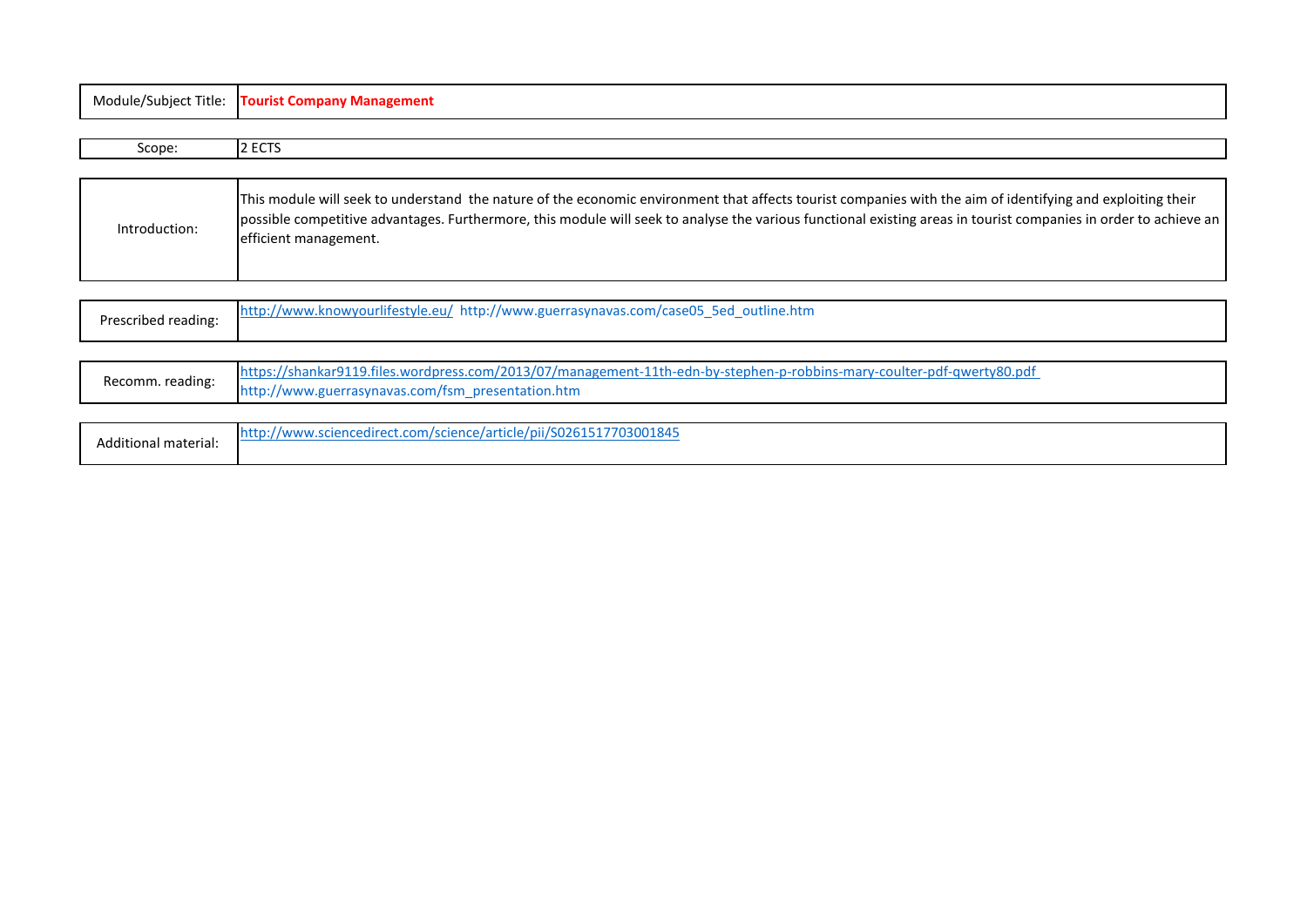| Module/Subject Title: | **Tourist Company Management** |
|---|---|

| Scope: | 2 ECTS |
|---|---|

| Introduction: | This module will seek to understand  the nature of the economic environment that affects tourist companies with the aim of identifying and exploiting their possible competitive advantages. Furthermore, this module will seek to analyse the various functional existing areas in tourist companies in order to achieve an efficient management. |
|---|---|

| Prescribed reading: | http://www.knowyourlifestyle.eu/  http://www.guerrasynavas.com/case05_5ed_outline.htm |
|---|---|

| Recomm. reading: | https://shankar9119.files.wordpress.com/2013/07/management-11th-edn-by-stephen-p-robbins-mary-coulter-pdf-qwerty80.pdf http://www.guerrasynavas.com/fsm_presentation.htm |
|---|---|

| Additional material: | http://www.sciencedirect.com/science/article/pii/S0261517703001845 |
|---|---|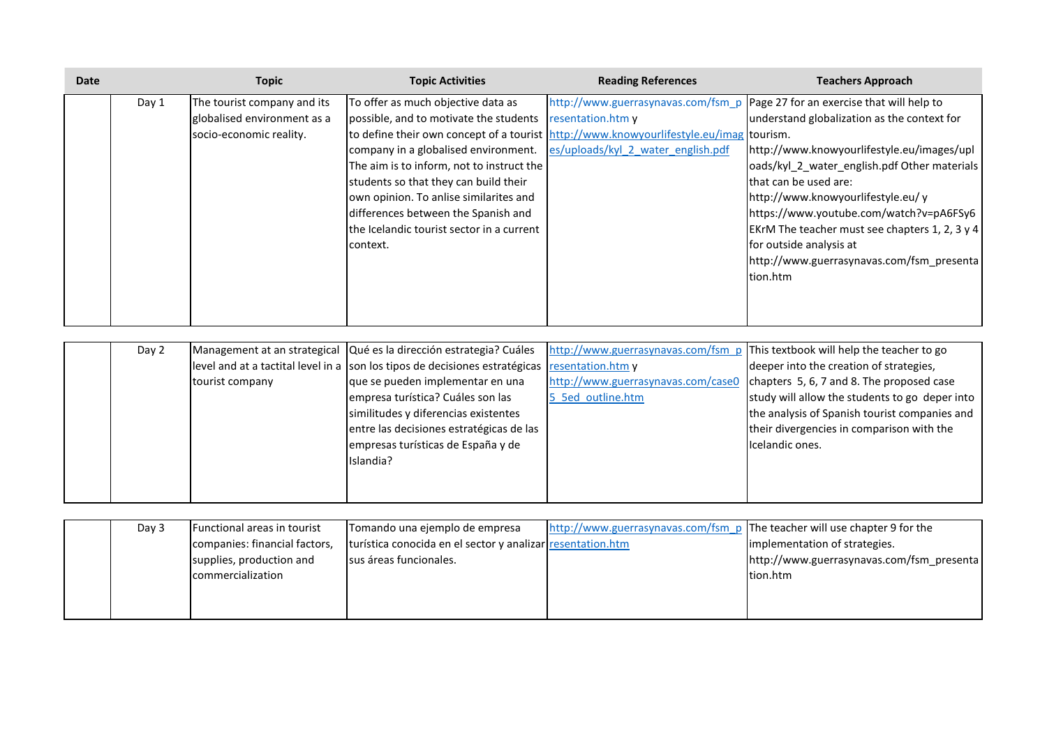| Date | | Topic | Topic Activities | Reading References | Teachers Approach |
|---|---|---|---|---|---|
| | Day 1 | The tourist company and its globalised environment as a socio-economic reality. | To offer as much objective data as possible, and to motivate the students to define their own concept of a tourist company in a globalised environment. The aim is to inform, not to instruct the students so that they can build their own opinion. To anlise similarites and differences between the Spanish and the Icelandic tourist sector in a current context. | http://www.guerrasynavas.com/fsm_presentation.htm y http://www.knowyourlifestyle.eu/images/uploads/kyl_2_water_english.pdf | Page 27 for an exercise that will help to understand globalization as the context for tourism. http://www.knowyourlifestyle.eu/images/uploads/kyl_2_water_english.pdf Other materials that can be used are: http://www.knowyourlifestyle.eu/ y https://www.youtube.com/watch?v=pA6FSy6EKrM The teacher must see chapters 1, 2, 3 y 4 for outside analysis at http://www.guerrasynavas.com/fsm_presentation.htm |
| | Day 2 | Management at an strategical level and at a tactital level in a tourist company | Qué es la dirección estrategia? Cuáles son los tipos de decisiones estratégicas que se pueden implementar en una empresa turística? Cuáles son las similitudes y diferencias existentes entre las decisiones estratégicas de las empresas turísticas de España y de Islandia? | http://www.guerrasynavas.com/fsm_presentation.htm y http://www.guerrasynavas.com/case05_5ed_outline.htm | This textbook will help the teacher to go deeper into the creation of strategies, chapters 5, 6, 7 and 8. The proposed case study will allow the students to go deper into the analysis of Spanish tourist companies and their divergencies in comparison with the Icelandic ones. |
| | Day 3 | Functional areas in tourist companies: financial factors, supplies, production and commercialization | Tomando una ejemplo de empresa turística conocida en el sector y analizar sus áreas funcionales. | http://www.guerrasynavas.com/fsm_presentation.htm | The teacher will use chapter 9 for the implementation of strategies. http://www.guerrasynavas.com/fsm_presentation.htm |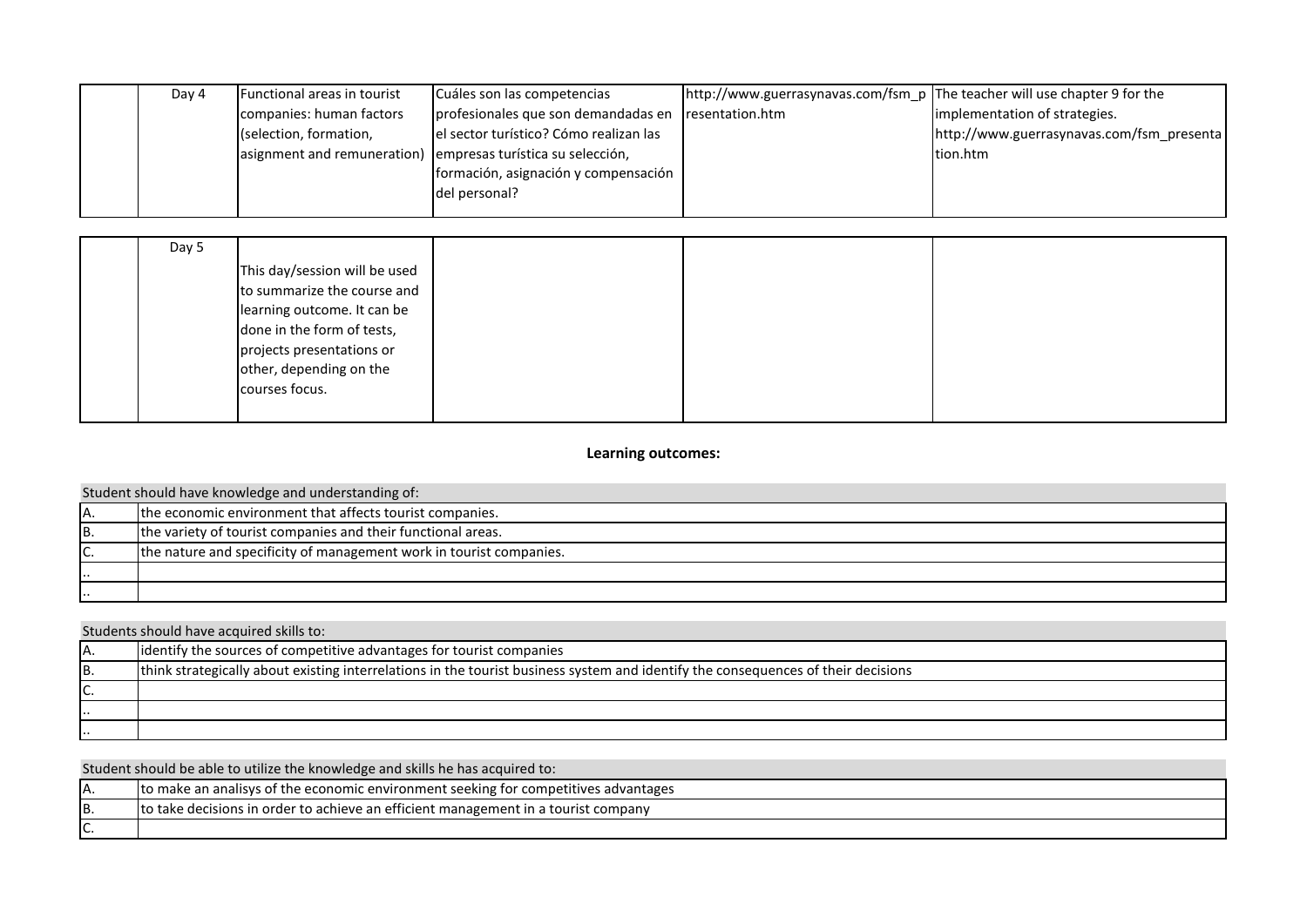| | | | | |
|---|---|---|---|---|
| Day 4 | Functional areas in tourist companies: human factors (selection, formation, asignment and remuneration) | Cuáles son las competencias profesionales que son demandadas en el sector turístico? Cómo realizan las empresas turística su selección, formación, asignación y compensación del personal? | http://www.guerrasynavas.com/fsm_presentation.htm | The teacher will use chapter 9 for the implementation of strategies. http://www.guerrasynavas.com/fsm_presentation.htm |

| | | | | | |
|---|---|---|---|---|---|
| | Day 5 | This day/session will be used to summarize the course and learning outcome. It can be done in the form of tests, projects presentations or other, depending on the courses focus. | | | |

**Learning outcomes:**

| Student should have knowledge and understanding of: | |
|---|---|
| A. | the economic environment that affects tourist companies. |
| B. | the variety of tourist companies and their functional areas. |
| C. | the nature and specificity of management work in tourist companies. |
| .. | |
| .. | |

| Students should have acquired skills to: | |
|---|---|
| A. | identify the sources of competitive advantages for tourist companies |
| B. | think strategically about existing interrelations in the tourist business system and identify the consequences of their decisions |
| C. | |
| .. | |
| .. | |

| Student should be able to utilize the knowledge and skills he has acquired to: | |
|---|---|
| A. | to make an analisys of the economic environment seeking for competitives advantages |
| B. | to take decisions in order to achieve an efficient management in a tourist company |
| C. | |